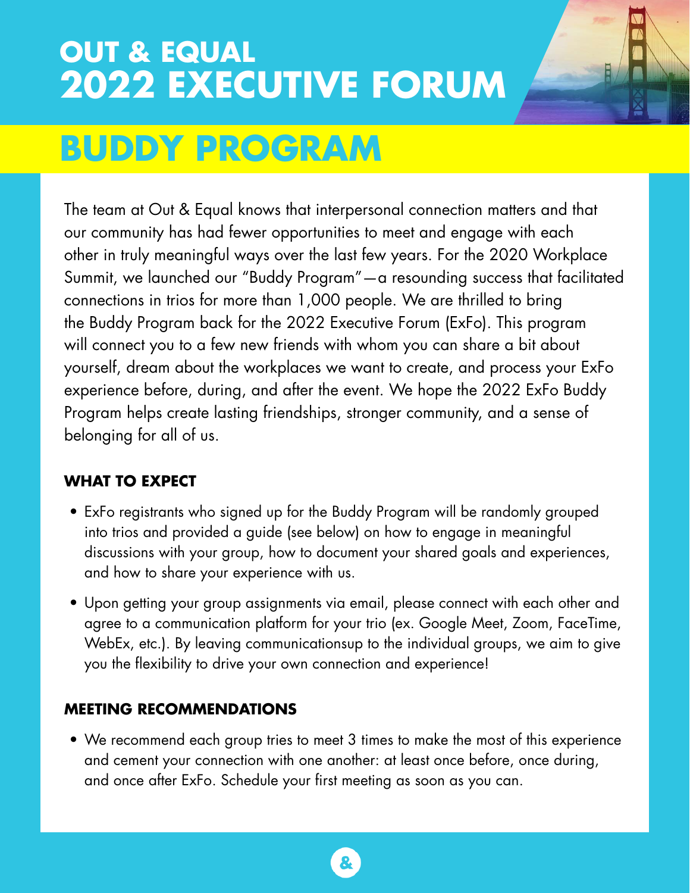# OUT & EQUAL 2022 EXECUTIVE FORUM

# BUDDY PROGRAM

The team at Out & Equal knows that interpersonal connection matters and that our community has had fewer opportunities to meet and engage with each other in truly meaningful ways over the last few years. For the 2020 Workplace Summit, we launched our "Buddy Program"—a resounding success that facilitated connections in trios for more than 1,000 people. We are thrilled to bring the Buddy Program back for the 2022 Executive Forum (ExFo). This program will connect you to a few new friends with whom you can share a bit about yourself, dream about the workplaces we want to create, and process your ExFo experience before, during, and after the event. We hope the 2022 ExFo Buddy Program helps create lasting friendships, stronger community, and a sense of belonging for all of us.

### WHAT TO EXPECT

- ExFo registrants who signed up for the Buddy Program will be randomly grouped into trios and provided a guide (see below) on how to engage in meaningful discussions with your group, how to document your shared goals and experiences, and how to share your experience with us.
- Upon getting your group assignments via email, please connect with each other and agree to a communication platform for your trio (ex. Google Meet, Zoom, FaceTime, WebEx, etc.). By leaving communicationsup to the individual groups, we aim to give you the flexibility to drive your own connection and experience!

### MEETING RECOMMENDATIONS

- We recommend each group tries to meet 3 times to make the most of this experience and cement your connection with one another: at least once before, once during, and once after ExFo. Schedule your first meeting as soon as you can.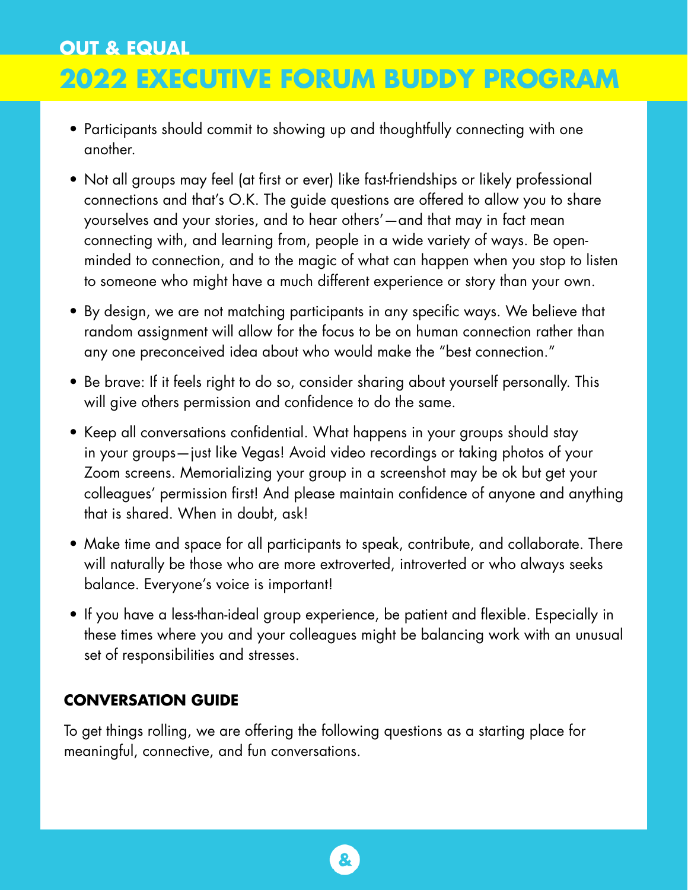- Participants should commit to showing up and thoughtfully connecting with one another.
- Not all groups may feel (at first or ever) like fast-friendships or likely professional connections and that's O.K. The guide questions are offered to allow you to share yourselves and your stories, and to hear others'—and that may in fact mean connecting with, and learning from, people in a wide variety of ways. Be open-minded to connection, and to the magic of what can happen when you stop to listen to someone who might have a much different experience or story than your own.
- By design, we are not matching participants in any specific ways. We believe that random assignment will allow for the focus to be on human connection rather than any one preconceived idea about who would make the "best connection."
- Be brave: If it feels right to do so, consider sharing about yourself personally. This will give others permission and confidence to do the same.
- Keep all conversations confidential. What happens in your groups should stay in your groups—just like Vegas! Avoid video recordings or taking photos of your Zoom screens. Memorializing your group in a screenshot may be ok but get your colleagues' permission first! And please maintain confidence of anyone and anything that is shared. When in doubt, ask!
- Make time and space for all participants to speak, contribute, and collaborate. There will naturally be those who are more extroverted, introverted or who always seeks balance. Everyone's voice is important!
- If you have a less-than-ideal group experience, be patient and flexible. Especially in these times where you and your colleagues might be balancing work with an unusual set of responsibilities and stresses.

## CONVERSATION GUIDE

To get things rolling, we are offering the following questions as a starting place for meaningful, connective, and fun conversations.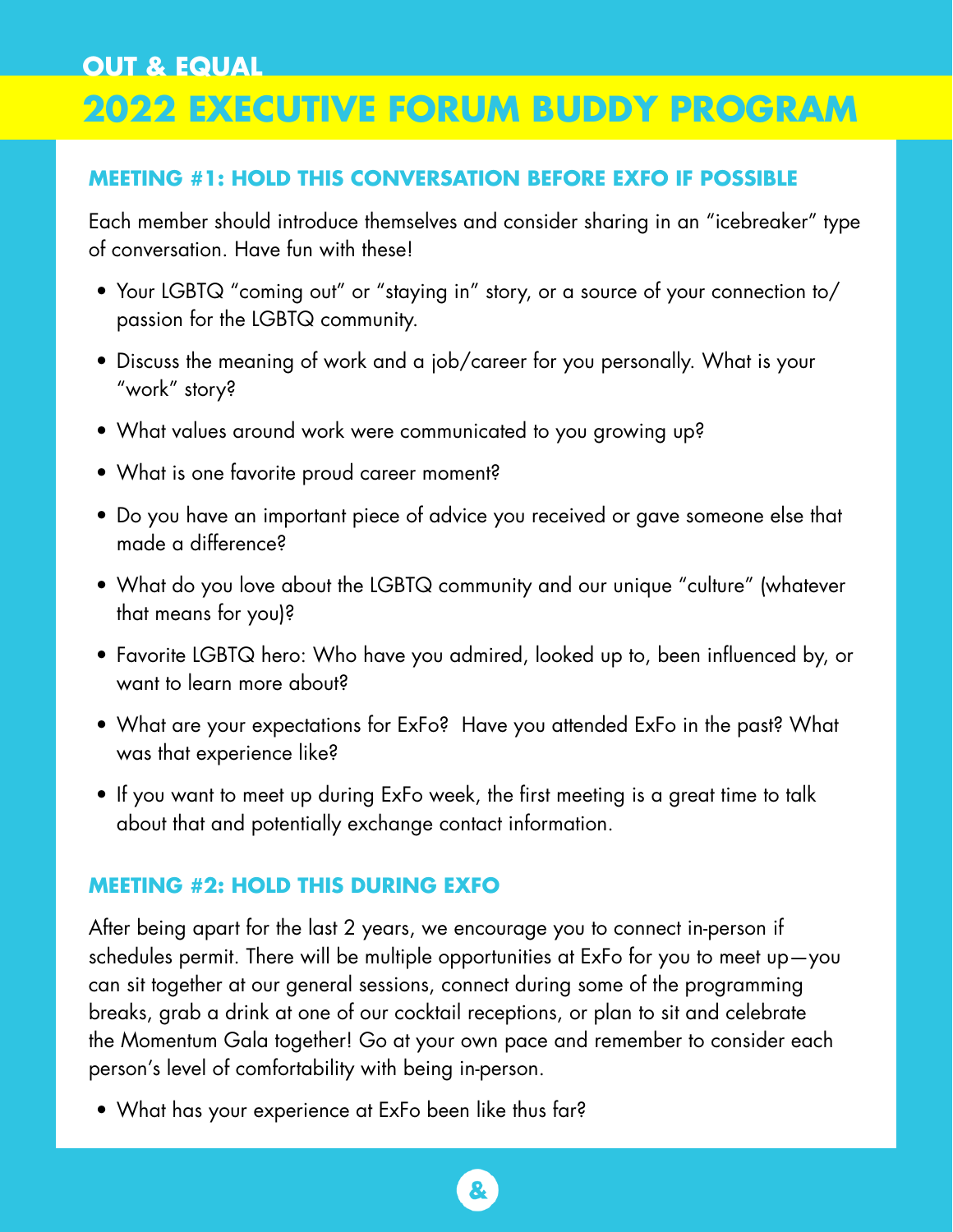OUT & EQUAL

# 2022 EXECUTIVE FORUM BUDDY PROGRAM

## MEETING #1: HOLD THIS CONVERSATION BEFORE EXFO IF POSSIBLE

Each member should introduce themselves and consider sharing in an "icebreaker" type of conversation. Have fun with these!

- Your LGBTQ "coming out" or "staying in" story, or a source of your connection to/passion for the LGBTQ community.
- Discuss the meaning of work and a job/career for you personally. What is your "work" story?
- What values around work were communicated to you growing up?
- What is one favorite proud career moment?
- Do you have an important piece of advice you received or gave someone else that made a difference?
- What do you love about the LGBTQ community and our unique "culture" (whatever that means for you)?
- Favorite LGBTQ hero: Who have you admired, looked up to, been influenced by, or want to learn more about?
- What are your expectations for ExFo? Have you attended ExFo in the past? What was that experience like?
- If you want to meet up during ExFo week, the first meeting is a great time to talk about that and potentially exchange contact information.

## MEETING #2: HOLD THIS DURING EXFO

After being apart for the last 2 years, we encourage you to connect in-person if schedules permit. There will be multiple opportunities at ExFo for you to meet up—you can sit together at our general sessions, connect during some of the programming breaks, grab a drink at one of our cocktail receptions, or plan to sit and celebrate the Momentum Gala together! Go at your own pace and remember to consider each person's level of comfortability with being in-person.

- What has your experience at ExFo been like thus far?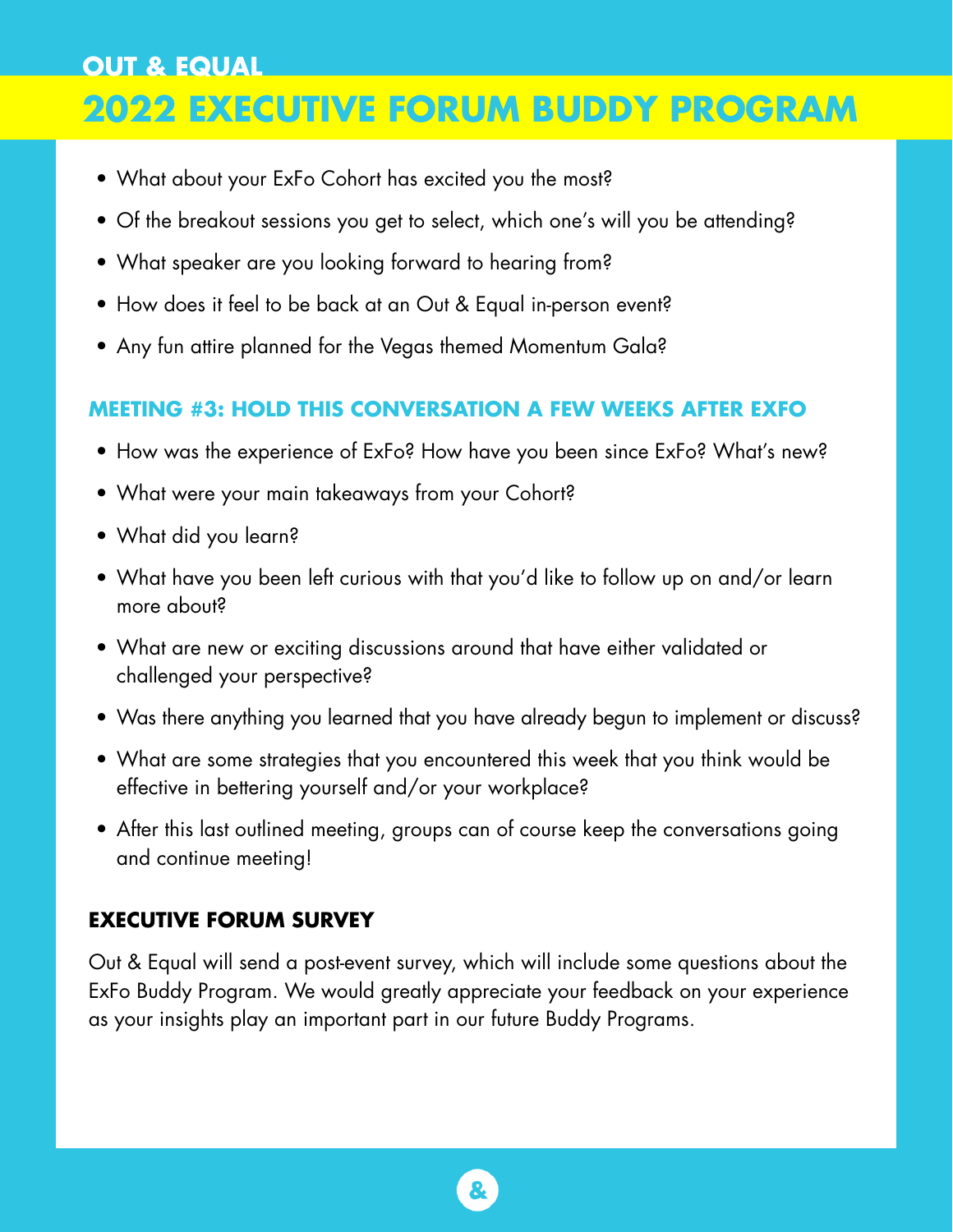- What about your ExFo Cohort has excited you the most?
- Of the breakout sessions you get to select, which one's will you be attending?
- What speaker are you looking forward to hearing from?
- How does it feel to be back at an Out & Equal in-person event?
- Any fun attire planned for the Vegas themed Momentum Gala?

### MEETING #3: HOLD THIS CONVERSATION A FEW WEEKS AFTER EXFO

- How was the experience of ExFo? How have you been since ExFo? What's new?
- What were your main takeaways from your Cohort?
- What did you learn?
- What have you been left curious with that you'd like to follow up on and/or learn more about?
- What are new or exciting discussions around that have either validated or challenged your perspective?
- Was there anything you learned that you have already begun to implement or discuss?
- What are some strategies that you encountered this week that you think would be effective in bettering yourself and/or your workplace?
- After this last outlined meeting, groups can of course keep the conversations going and continue meeting!

### EXECUTIVE FORUM SURVEY

Out & Equal will send a post-event survey, which will include some questions about the ExFo Buddy Program. We would greatly appreciate your feedback on your experience as your insights play an important part in our future Buddy Programs.